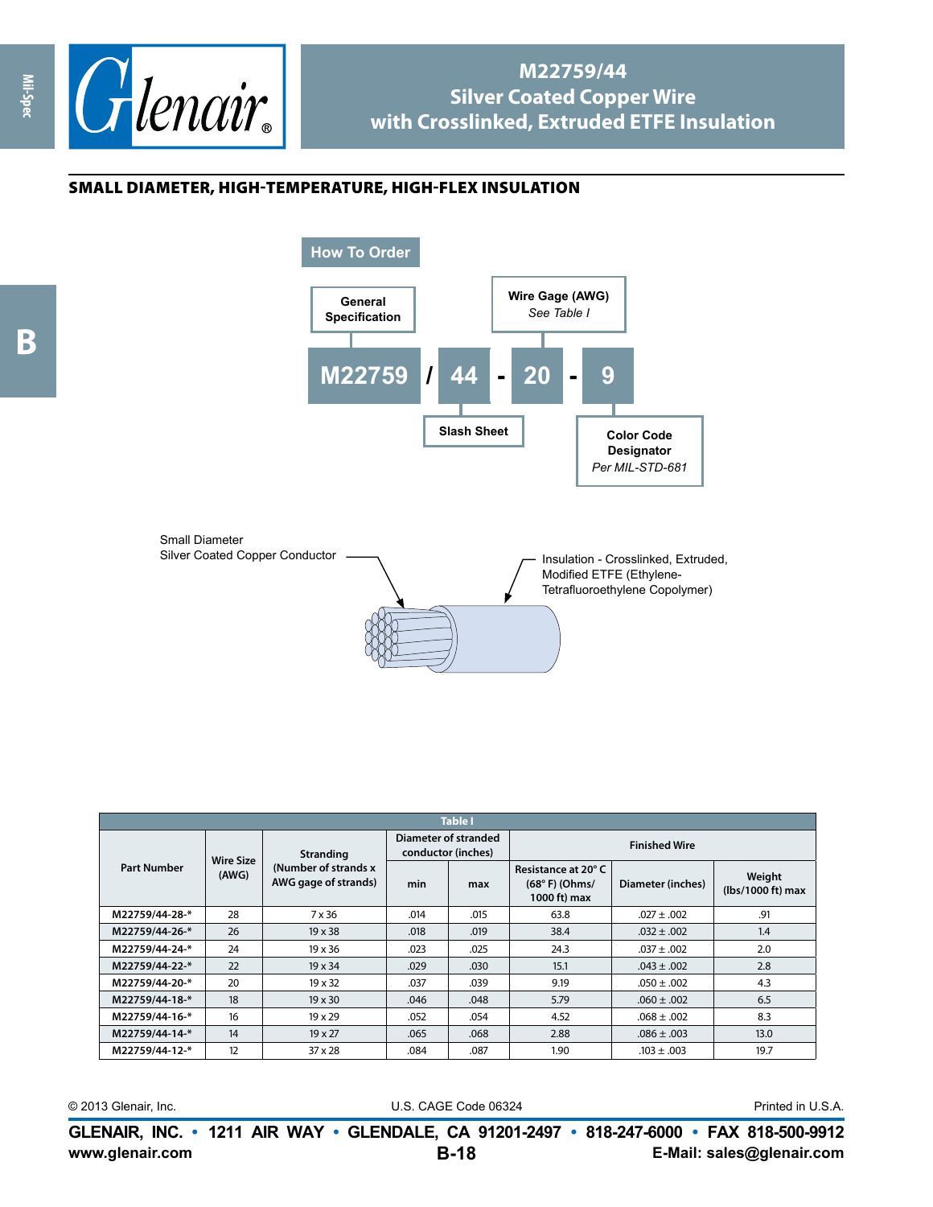# M22759/44 Silver Coated Copper Wire with Crosslinked, Extruded ETFE Insulation

## SMALL DIAMETER, HIGH-TEMPERATURE, HIGH-FLEX INSULATION

### How To Order

| M22759 | / | 44 | - | 20 | - | 9 |
|---|---|---|---|---|---|---|
| General Specification | | Slash Sheet | | Wire Gage (AWG) *See Table I* | | Color Code Designator *Per MIL-STD-681* |

Small Diameter Silver Coated Copper Conductor

Insulation - Crosslinked, Extruded, Modified ETFE (Ethylene-Tetrafluoroethylene Copolymer)

| Table I | | | | | | | |
|---|---|---|---|---|---|---|---|
| Part Number | Wire Size (AWG) | Stranding (Number of strands x AWG gage of strands) | Diameter of stranded conductor (inches) | | Finished Wire | | |
| | | | min | max | Resistance at 20° C (68° F) (Ohms/ 1000 ft) max | Diameter (inches) | Weight (lbs/1000 ft) max |
| M22759/44-28-* | 28 | 7 x 36 | .014 | .015 | 63.8 | .027 ± .002 | .91 |
| M22759/44-26-* | 26 | 19 x 38 | .018 | .019 | 38.4 | .032 ± .002 | 1.4 |
| M22759/44-24-* | 24 | 19 x 36 | .023 | .025 | 24.3 | .037 ± .002 | 2.0 |
| M22759/44-22-* | 22 | 19 x 34 | .029 | .030 | 15.1 | .043 ± .002 | 2.8 |
| M22759/44-20-* | 20 | 19 x 32 | .037 | .039 | 9.19 | .050 ± .002 | 4.3 |
| M22759/44-18-* | 18 | 19 x 30 | .046 | .048 | 5.79 | .060 ± .002 | 6.5 |
| M22759/44-16-* | 16 | 19 x 29 | .052 | .054 | 4.52 | .068 ± .002 | 8.3 |
| M22759/44-14-* | 14 | 19 x 27 | .065 | .068 | 2.88 | .086 ± .003 | 13.0 |
| M22759/44-12-* | 12 | 37 x 28 | .084 | .087 | 1.90 | .103 ± .003 | 19.7 |

© 2013 Glenair, Inc. U.S. CAGE Code 06324 Printed in U.S.A.

GLENAIR, INC. • 1211 AIR WAY • GLENDALE, CA 91201-2497 • 818-247-6000 • FAX 818-500-9912

www.glenair.com E-Mail: sales@glenair.com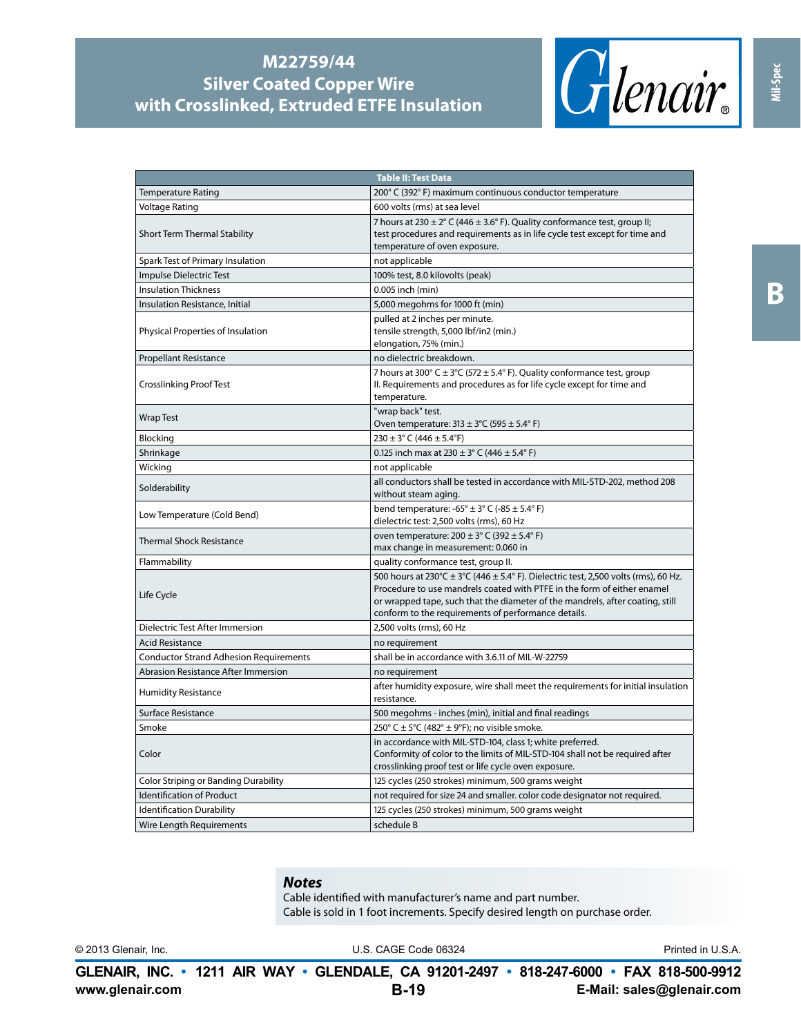# M22759/44 Silver Coated Copper Wire with Crosslinked, Extruded ETFE Insulation

| Table II: Test Data | |
|---|---|
| Temperature Rating | 200° C (392° F) maximum continuous conductor temperature |
| Voltage Rating | 600 volts (rms) at sea level |
| Short Term Thermal Stability | 7 hours at 230 ± 2° C (446 ± 3.6° F). Quality conformance test, group II; test procedures and requirements as in life cycle test except for time and temperature of oven exposure. |
| Spark Test of Primary Insulation | not applicable |
| Impulse Dielectric Test | 100% test, 8.0 kilovolts (peak) |
| Insulation Thickness | 0.005 inch (min) |
| Insulation Resistance, Initial | 5,000 megohms for 1000 ft (min) |
| Physical Properties of Insulation | pulled at 2 inches per minute. tensile strength, 5,000 lbf/in2 (min.) elongation, 75% (min.) |
| Propellant Resistance | no dielectric breakdown. |
| Crosslinking Proof Test | 7 hours at 300° C ± 3°C (572 ± 5.4° F). Quality conformance test, group II. Requirements and procedures as for life cycle except for time and temperature. |
| Wrap Test | "wrap back" test. Oven temperature: 313 ± 3°C (595 ± 5.4° F) |
| Blocking | 230 ± 3° C (446 ± 5.4°F) |
| Shrinkage | 0.125 inch max at 230 ± 3° C (446 ± 5.4° F) |
| Wicking | not applicable |
| Solderability | all conductors shall be tested in accordance with MIL-STD-202, method 208 without steam aging. |
| Low Temperature (Cold Bend) | bend temperature: -65° ± 3° C (-85 ± 5.4° F) dielectric test: 2,500 volts (rms), 60 Hz |
| Thermal Shock Resistance | oven temperature: 200 ± 3° C (392 ± 5.4° F) max change in measurement: 0.060 in |
| Flammability | quality conformance test, group II. |
| Life Cycle | 500 hours at 230°C ± 3°C (446 ± 5.4° F). Dielectric test, 2,500 volts (rms), 60 Hz. Procedure to use mandrels coated with PTFE in the form of either enamel or wrapped tape, such that the diameter of the mandrels, after coating, still conform to the requirements of performance details. |
| Dielectric Test After Immersion | 2,500 volts (rms), 60 Hz |
| Acid Resistance | no requirement |
| Conductor Strand Adhesion Requirements | shall be in accordance with 3.6.11 of MIL-W-22759 |
| Abrasion Resistance After Immersion | no requirement |
| Humidity Resistance | after humidity exposure, wire shall meet the requirements for initial insulation resistance. |
| Surface Resistance | 500 megohms - inches (min), initial and final readings |
| Smoke | 250° C ± 5°C (482° ± 9°F); no visible smoke. |
| Color | in accordance with MIL-STD-104, class 1; white preferred. Conformity of color to the limits of MIL-STD-104 shall not be required after crosslinking proof test or life cycle oven exposure. |
| Color Striping or Banding Durability | 125 cycles (250 strokes) minimum, 500 grams weight |
| Identification of Product | not required for size 24 and smaller. color code designator not required. |
| Identification Durability | 125 cycles (250 strokes) minimum, 500 grams weight |
| Wire Length Requirements | schedule B |

## Notes

Cable identified with manufacturer's name and part number.
Cable is sold in 1 foot increments. Specify desired length on purchase order.